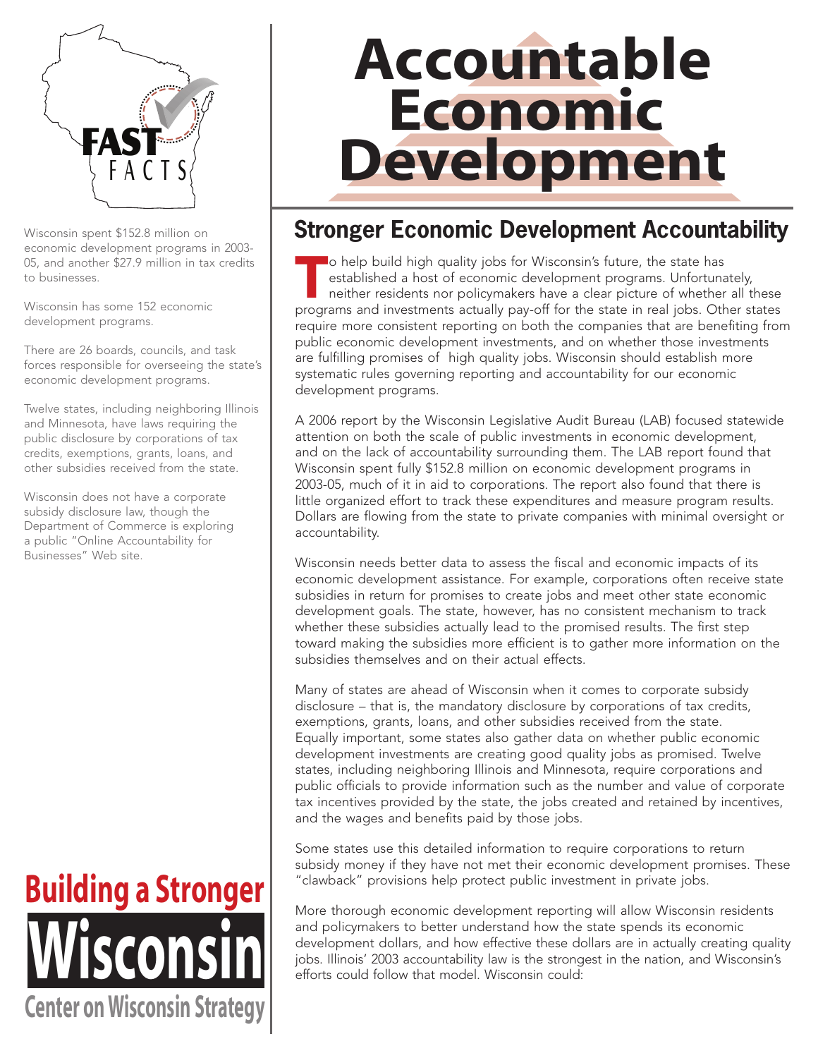# Accountable Economic Development

FAST FACTS

Wisconsin spent $152.8 million on economic development programs in 2003-05, and another $27.9 million in tax credits to businesses.

Wisconsin has some 152 economic development programs.

There are 26 boards, councils, and task forces responsible for overseeing the state's economic development programs.

Twelve states, including neighboring Illinois and Minnesota, have laws requiring the public disclosure by corporations of tax credits, exemptions, grants, loans, and other subsidies received from the state.

Wisconsin does not have a corporate subsidy disclosure law, though the Department of Commerce is exploring a public "Online Accountability for Businesses" Web site.

## Stronger Economic Development Accountability

To help build high quality jobs for Wisconsin's future, the state has established a host of economic development programs. Unfortunately, neither residents nor policymakers have a clear picture of whether all these programs and investments actually pay-off for the state in real jobs. Other states require more consistent reporting on both the companies that are benefiting from public economic development investments, and on whether those investments are fulfilling promises of high quality jobs. Wisconsin should establish more systematic rules governing reporting and accountability for our economic development programs.

A 2006 report by the Wisconsin Legislative Audit Bureau (LAB) focused statewide attention on both the scale of public investments in economic development, and on the lack of accountability surrounding them. The LAB report found that Wisconsin spent fully $152.8 million on economic development programs in 2003-05, much of it in aid to corporations. The report also found that there is little organized effort to track these expenditures and measure program results. Dollars are flowing from the state to private companies with minimal oversight or accountability.

Wisconsin needs better data to assess the fiscal and economic impacts of its economic development assistance. For example, corporations often receive state subsidies in return for promises to create jobs and meet other state economic development goals. The state, however, has no consistent mechanism to track whether these subsidies actually lead to the promised results. The first step toward making the subsidies more efficient is to gather more information on the subsidies themselves and on their actual effects.

Many of states are ahead of Wisconsin when it comes to corporate subsidy disclosure – that is, the mandatory disclosure by corporations of tax credits, exemptions, grants, loans, and other subsidies received from the state. Equally important, some states also gather data on whether public economic development investments are creating good quality jobs as promised. Twelve states, including neighboring Illinois and Minnesota, require corporations and public officials to provide information such as the number and value of corporate tax incentives provided by the state, the jobs created and retained by incentives, and the wages and benefits paid by those jobs.

Some states use this detailed information to require corporations to return subsidy money if they have not met their economic development promises. These "clawback" provisions help protect public investment in private jobs.

More thorough economic development reporting will allow Wisconsin residents and policymakers to better understand how the state spends its economic development dollars, and how effective these dollars are in actually creating quality jobs. Illinois' 2003 accountability law is the strongest in the nation, and Wisconsin's efforts could follow that model. Wisconsin could:

Building a Stronger Wisconsin

Center on Wisconsin Strategy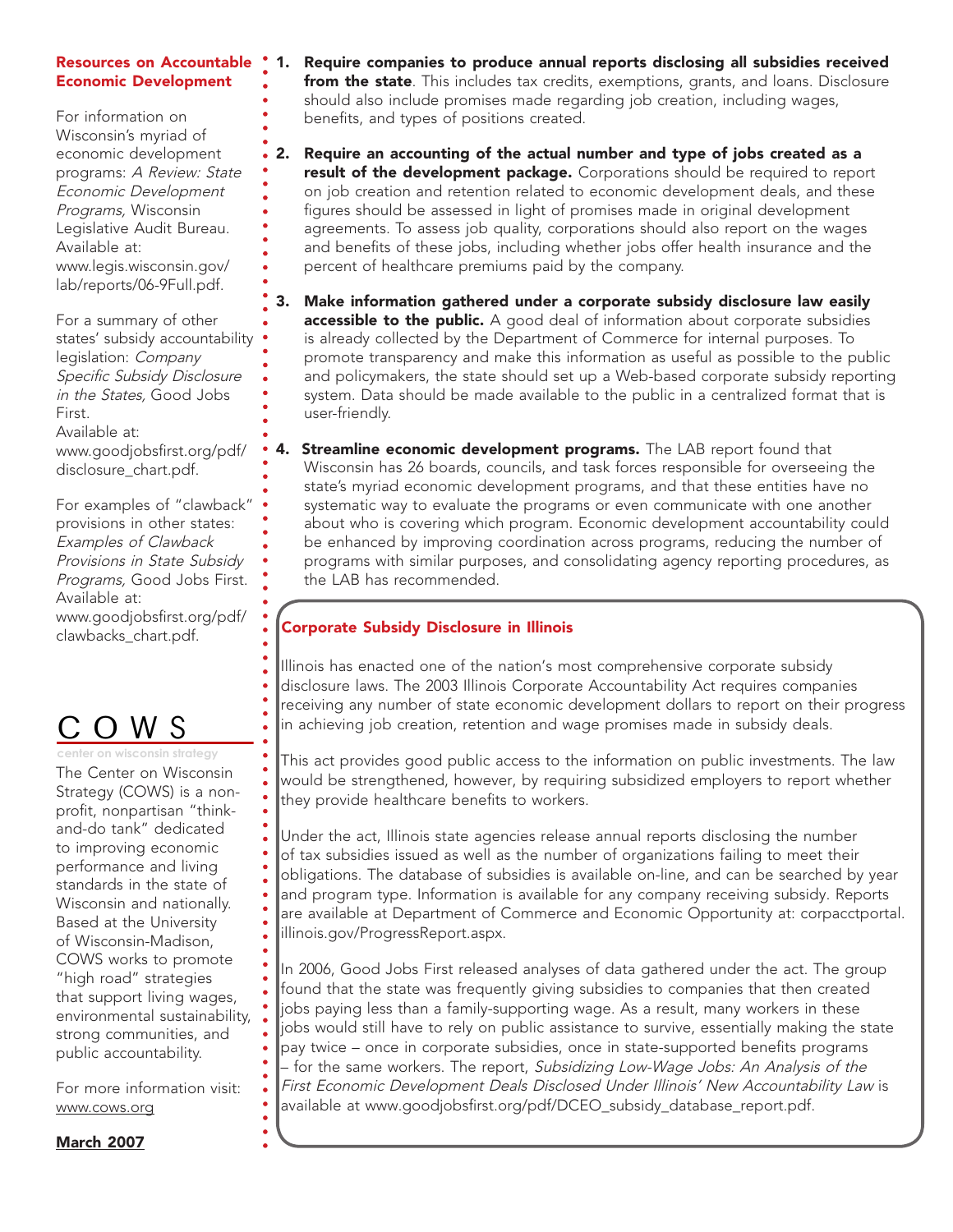## Resources on Accountable Economic Development

For information on Wisconsin's myriad of economic development programs: *A Review: State Economic Development Programs,* Wisconsin Legislative Audit Bureau. Available at: www.legis.wisconsin.gov/lab/reports/06-9Full.pdf.

For a summary of other states' subsidy accountability legislation: *Company Specific Subsidy Disclosure in the States,* Good Jobs First.
Available at: www.goodjobsfirst.org/pdf/disclosure_chart.pdf.

For examples of "clawback" provisions in other states: *Examples of Clawback Provisions in State Subsidy Programs,* Good Jobs First. Available at: www.goodjobsfirst.org/pdf/clawbacks_chart.pdf.

# COWS

center on wisconsin strategy

The Center on Wisconsin Strategy (COWS) is a non-profit, nonpartisan "think-and-do tank" dedicated to improving economic performance and living standards in the state of Wisconsin and nationally. Based at the University of Wisconsin-Madison, COWS works to promote "high road" strategies that support living wages, environmental sustainability, strong communities, and public accountability.

For more information visit: www.cows.org

**March 2007**

1. **Require companies to produce annual reports disclosing all subsidies received from the state**. This includes tax credits, exemptions, grants, and loans. Disclosure should also include promises made regarding job creation, including wages, benefits, and types of positions created.
2. **Require an accounting of the actual number and type of jobs created as a result of the development package.** Corporations should be required to report on job creation and retention related to economic development deals, and these figures should be assessed in light of promises made in original development agreements. To assess job quality, corporations should also report on the wages and benefits of these jobs, including whether jobs offer health insurance and the percent of healthcare premiums paid by the company.
3. **Make information gathered under a corporate subsidy disclosure law easily accessible to the public.** A good deal of information about corporate subsidies is already collected by the Department of Commerce for internal purposes. To promote transparency and make this information as useful as possible to the public and policymakers, the state should set up a Web-based corporate subsidy reporting system. Data should be made available to the public in a centralized format that is user-friendly.
4. **Streamline economic development programs.** The LAB report found that Wisconsin has 26 boards, councils, and task forces responsible for overseeing the state's myriad economic development programs, and that these entities have no systematic way to evaluate the programs or even communicate with one another about who is covering which program. Economic development accountability could be enhanced by improving coordination across programs, reducing the number of programs with similar purposes, and consolidating agency reporting procedures, as the LAB has recommended.

### Corporate Subsidy Disclosure in Illinois

Illinois has enacted one of the nation's most comprehensive corporate subsidy disclosure laws. The 2003 Illinois Corporate Accountability Act requires companies receiving any number of state economic development dollars to report on their progress in achieving job creation, retention and wage promises made in subsidy deals.

This act provides good public access to the information on public investments. The law would be strengthened, however, by requiring subsidized employers to report whether they provide healthcare benefits to workers.

Under the act, Illinois state agencies release annual reports disclosing the number of tax subsidies issued as well as the number of organizations failing to meet their obligations. The database of subsidies is available on-line, and can be searched by year and program type. Information is available for any company receiving subsidy. Reports are available at Department of Commerce and Economic Opportunity at: corpacctportal.illinois.gov/ProgressReport.aspx.

In 2006, Good Jobs First released analyses of data gathered under the act. The group found that the state was frequently giving subsidies to companies that then created jobs paying less than a family-supporting wage. As a result, many workers in these jobs would still have to rely on public assistance to survive, essentially making the state pay twice – once in corporate subsidies, once in state-supported benefits programs – for the same workers. The report, *Subsidizing Low-Wage Jobs: An Analysis of the First Economic Development Deals Disclosed Under Illinois' New Accountability Law* is available at www.goodjobsfirst.org/pdf/DCEO_subsidy_database_report.pdf.